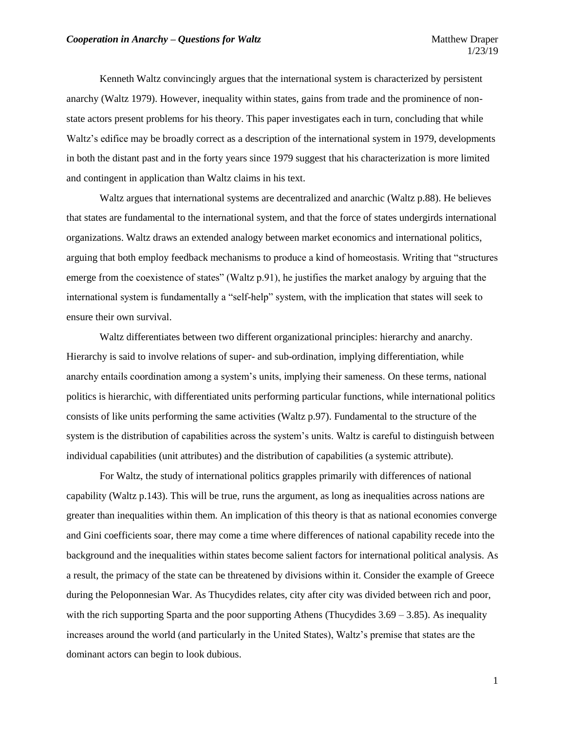***Cooperation in Anarchy – Questions for Waltz***

Matthew Draper
1/23/19

Kenneth Waltz convincingly argues that the international system is characterized by persistent anarchy (Waltz 1979). However, inequality within states, gains from trade and the prominence of non-state actors present problems for his theory. This paper investigates each in turn, concluding that while Waltz's edifice may be broadly correct as a description of the international system in 1979, developments in both the distant past and in the forty years since 1979 suggest that his characterization is more limited and contingent in application than Waltz claims in his text.

Waltz argues that international systems are decentralized and anarchic (Waltz p.88). He believes that states are fundamental to the international system, and that the force of states undergirds international organizations. Waltz draws an extended analogy between market economics and international politics, arguing that both employ feedback mechanisms to produce a kind of homeostasis. Writing that "structures emerge from the coexistence of states" (Waltz p.91), he justifies the market analogy by arguing that the international system is fundamentally a "self-help" system, with the implication that states will seek to ensure their own survival.

Waltz differentiates between two different organizational principles: hierarchy and anarchy. Hierarchy is said to involve relations of super- and sub-ordination, implying differentiation, while anarchy entails coordination among a system's units, implying their sameness. On these terms, national politics is hierarchic, with differentiated units performing particular functions, while international politics consists of like units performing the same activities (Waltz p.97). Fundamental to the structure of the system is the distribution of capabilities across the system's units. Waltz is careful to distinguish between individual capabilities (unit attributes) and the distribution of capabilities (a systemic attribute).

For Waltz, the study of international politics grapples primarily with differences of national capability (Waltz p.143). This will be true, runs the argument, as long as inequalities across nations are greater than inequalities within them. An implication of this theory is that as national economies converge and Gini coefficients soar, there may come a time where differences of national capability recede into the background and the inequalities within states become salient factors for international political analysis. As a result, the primacy of the state can be threatened by divisions within it. Consider the example of Greece during the Peloponnesian War. As Thucydides relates, city after city was divided between rich and poor, with the rich supporting Sparta and the poor supporting Athens (Thucydides 3.69 – 3.85). As inequality increases around the world (and particularly in the United States), Waltz's premise that states are the dominant actors can begin to look dubious.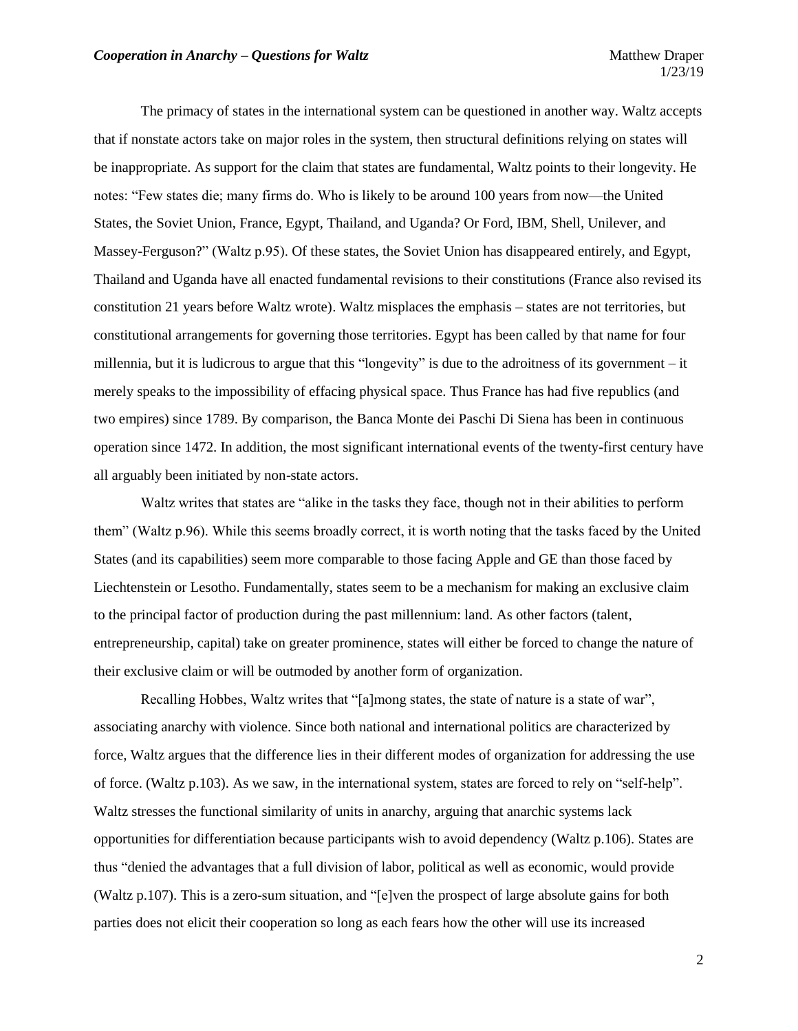The primacy of states in the international system can be questioned in another way. Waltz accepts that if nonstate actors take on major roles in the system, then structural definitions relying on states will be inappropriate. As support for the claim that states are fundamental, Waltz points to their longevity. He notes: "Few states die; many firms do. Who is likely to be around 100 years from now—the United States, the Soviet Union, France, Egypt, Thailand, and Uganda? Or Ford, IBM, Shell, Unilever, and Massey-Ferguson?" (Waltz p.95). Of these states, the Soviet Union has disappeared entirely, and Egypt, Thailand and Uganda have all enacted fundamental revisions to their constitutions (France also revised its constitution 21 years before Waltz wrote). Waltz misplaces the emphasis – states are not territories, but constitutional arrangements for governing those territories. Egypt has been called by that name for four millennia, but it is ludicrous to argue that this "longevity" is due to the adroitness of its government – it merely speaks to the impossibility of effacing physical space. Thus France has had five republics (and two empires) since 1789. By comparison, the Banca Monte dei Paschi Di Siena has been in continuous operation since 1472. In addition, the most significant international events of the twenty-first century have all arguably been initiated by non-state actors.

Waltz writes that states are "alike in the tasks they face, though not in their abilities to perform them" (Waltz p.96). While this seems broadly correct, it is worth noting that the tasks faced by the United States (and its capabilities) seem more comparable to those facing Apple and GE than those faced by Liechtenstein or Lesotho. Fundamentally, states seem to be a mechanism for making an exclusive claim to the principal factor of production during the past millennium: land. As other factors (talent, entrepreneurship, capital) take on greater prominence, states will either be forced to change the nature of their exclusive claim or will be outmoded by another form of organization.

Recalling Hobbes, Waltz writes that "[a]mong states, the state of nature is a state of war", associating anarchy with violence. Since both national and international politics are characterized by force, Waltz argues that the difference lies in their different modes of organization for addressing the use of force. (Waltz p.103). As we saw, in the international system, states are forced to rely on "self-help". Waltz stresses the functional similarity of units in anarchy, arguing that anarchic systems lack opportunities for differentiation because participants wish to avoid dependency (Waltz p.106). States are thus "denied the advantages that a full division of labor, political as well as economic, would provide (Waltz p.107). This is a zero-sum situation, and "[e]ven the prospect of large absolute gains for both parties does not elicit their cooperation so long as each fears how the other will use its increased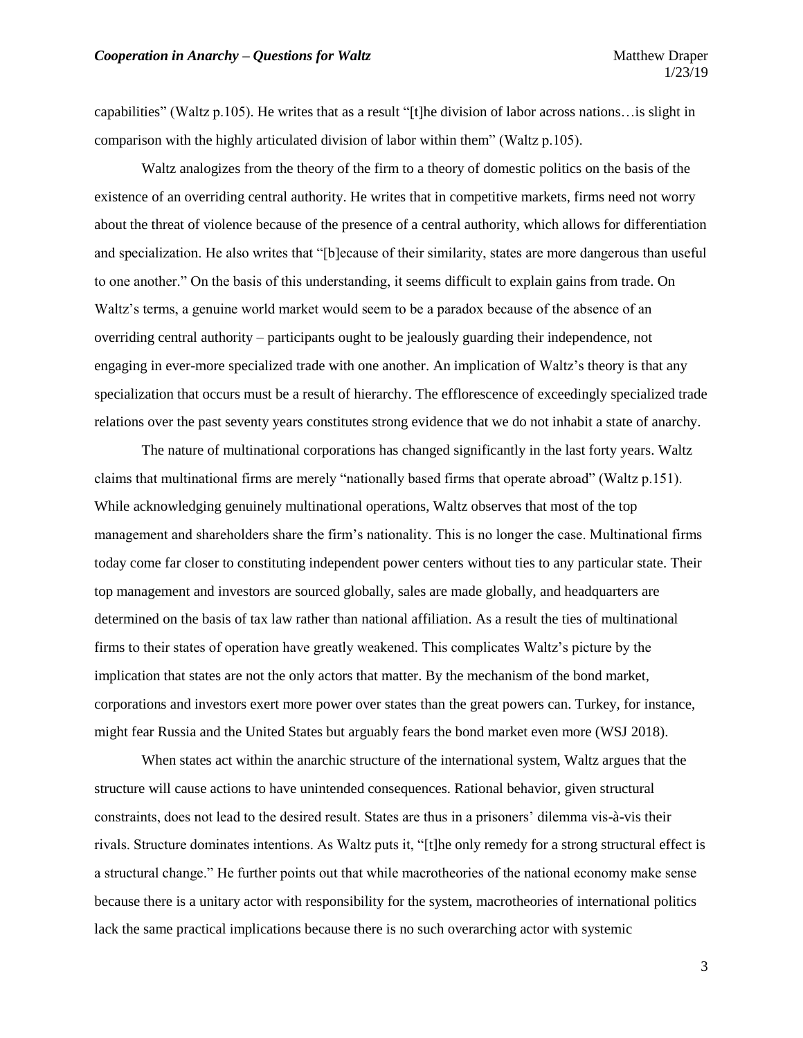capabilities" (Waltz p.105). He writes that as a result "[t]he division of labor across nations…is slight in comparison with the highly articulated division of labor within them" (Waltz p.105).

Waltz analogizes from the theory of the firm to a theory of domestic politics on the basis of the existence of an overriding central authority. He writes that in competitive markets, firms need not worry about the threat of violence because of the presence of a central authority, which allows for differentiation and specialization. He also writes that "[b]ecause of their similarity, states are more dangerous than useful to one another." On the basis of this understanding, it seems difficult to explain gains from trade. On Waltz's terms, a genuine world market would seem to be a paradox because of the absence of an overriding central authority – participants ought to be jealously guarding their independence, not engaging in ever-more specialized trade with one another. An implication of Waltz's theory is that any specialization that occurs must be a result of hierarchy. The efflorescence of exceedingly specialized trade relations over the past seventy years constitutes strong evidence that we do not inhabit a state of anarchy.

The nature of multinational corporations has changed significantly in the last forty years. Waltz claims that multinational firms are merely "nationally based firms that operate abroad" (Waltz p.151). While acknowledging genuinely multinational operations, Waltz observes that most of the top management and shareholders share the firm's nationality. This is no longer the case. Multinational firms today come far closer to constituting independent power centers without ties to any particular state. Their top management and investors are sourced globally, sales are made globally, and headquarters are determined on the basis of tax law rather than national affiliation. As a result the ties of multinational firms to their states of operation have greatly weakened. This complicates Waltz's picture by the implication that states are not the only actors that matter. By the mechanism of the bond market, corporations and investors exert more power over states than the great powers can. Turkey, for instance, might fear Russia and the United States but arguably fears the bond market even more (WSJ 2018).

When states act within the anarchic structure of the international system, Waltz argues that the structure will cause actions to have unintended consequences. Rational behavior, given structural constraints, does not lead to the desired result. States are thus in a prisoners' dilemma vis-à-vis their rivals. Structure dominates intentions. As Waltz puts it, "[t]he only remedy for a strong structural effect is a structural change." He further points out that while macrotheories of the national economy make sense because there is a unitary actor with responsibility for the system, macrotheories of international politics lack the same practical implications because there is no such overarching actor with systemic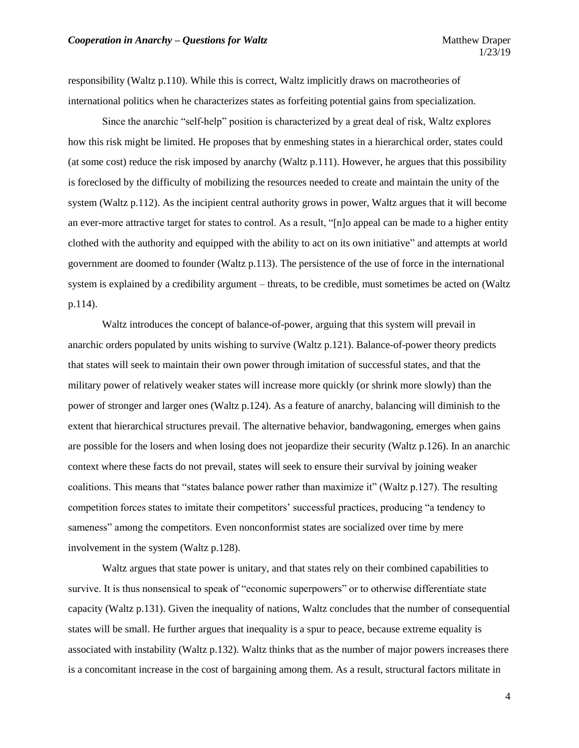responsibility (Waltz p.110). While this is correct, Waltz implicitly draws on macrotheories of international politics when he characterizes states as forfeiting potential gains from specialization.

Since the anarchic "self-help" position is characterized by a great deal of risk, Waltz explores how this risk might be limited. He proposes that by enmeshing states in a hierarchical order, states could (at some cost) reduce the risk imposed by anarchy (Waltz p.111). However, he argues that this possibility is foreclosed by the difficulty of mobilizing the resources needed to create and maintain the unity of the system (Waltz p.112). As the incipient central authority grows in power, Waltz argues that it will become an ever-more attractive target for states to control. As a result, "[n]o appeal can be made to a higher entity clothed with the authority and equipped with the ability to act on its own initiative" and attempts at world government are doomed to founder (Waltz p.113). The persistence of the use of force in the international system is explained by a credibility argument – threats, to be credible, must sometimes be acted on (Waltz p.114).

Waltz introduces the concept of balance-of-power, arguing that this system will prevail in anarchic orders populated by units wishing to survive (Waltz p.121). Balance-of-power theory predicts that states will seek to maintain their own power through imitation of successful states, and that the military power of relatively weaker states will increase more quickly (or shrink more slowly) than the power of stronger and larger ones (Waltz p.124). As a feature of anarchy, balancing will diminish to the extent that hierarchical structures prevail. The alternative behavior, bandwagoning, emerges when gains are possible for the losers and when losing does not jeopardize their security (Waltz p.126). In an anarchic context where these facts do not prevail, states will seek to ensure their survival by joining weaker coalitions. This means that "states balance power rather than maximize it" (Waltz p.127). The resulting competition forces states to imitate their competitors' successful practices, producing "a tendency to sameness" among the competitors. Even nonconformist states are socialized over time by mere involvement in the system (Waltz p.128).

Waltz argues that state power is unitary, and that states rely on their combined capabilities to survive. It is thus nonsensical to speak of "economic superpowers" or to otherwise differentiate state capacity (Waltz p.131). Given the inequality of nations, Waltz concludes that the number of consequential states will be small. He further argues that inequality is a spur to peace, because extreme equality is associated with instability (Waltz p.132). Waltz thinks that as the number of major powers increases there is a concomitant increase in the cost of bargaining among them. As a result, structural factors militate in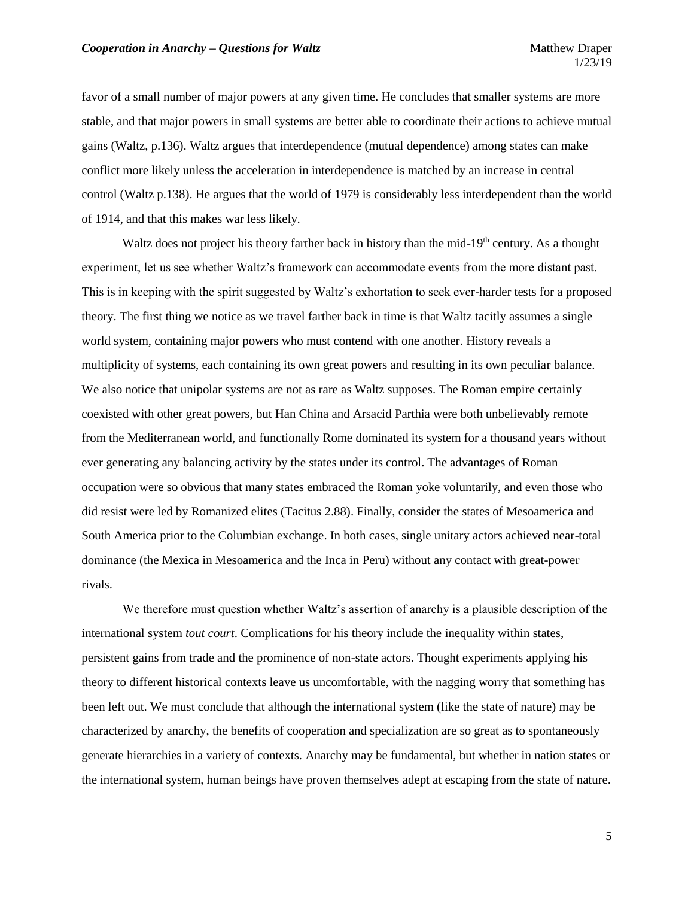favor of a small number of major powers at any given time. He concludes that smaller systems are more stable, and that major powers in small systems are better able to coordinate their actions to achieve mutual gains (Waltz, p.136). Waltz argues that interdependence (mutual dependence) among states can make conflict more likely unless the acceleration in interdependence is matched by an increase in central control (Waltz p.138). He argues that the world of 1979 is considerably less interdependent than the world of 1914, and that this makes war less likely.

Waltz does not project his theory farther back in history than the mid-19th century. As a thought experiment, let us see whether Waltz's framework can accommodate events from the more distant past. This is in keeping with the spirit suggested by Waltz's exhortation to seek ever-harder tests for a proposed theory. The first thing we notice as we travel farther back in time is that Waltz tacitly assumes a single world system, containing major powers who must contend with one another. History reveals a multiplicity of systems, each containing its own great powers and resulting in its own peculiar balance. We also notice that unipolar systems are not as rare as Waltz supposes. The Roman empire certainly coexisted with other great powers, but Han China and Arsacid Parthia were both unbelievably remote from the Mediterranean world, and functionally Rome dominated its system for a thousand years without ever generating any balancing activity by the states under its control. The advantages of Roman occupation were so obvious that many states embraced the Roman yoke voluntarily, and even those who did resist were led by Romanized elites (Tacitus 2.88). Finally, consider the states of Mesoamerica and South America prior to the Columbian exchange. In both cases, single unitary actors achieved near-total dominance (the Mexica in Mesoamerica and the Inca in Peru) without any contact with great-power rivals.

We therefore must question whether Waltz's assertion of anarchy is a plausible description of the international system *tout court*. Complications for his theory include the inequality within states, persistent gains from trade and the prominence of non-state actors. Thought experiments applying his theory to different historical contexts leave us uncomfortable, with the nagging worry that something has been left out. We must conclude that although the international system (like the state of nature) may be characterized by anarchy, the benefits of cooperation and specialization are so great as to spontaneously generate hierarchies in a variety of contexts. Anarchy may be fundamental, but whether in nation states or the international system, human beings have proven themselves adept at escaping from the state of nature.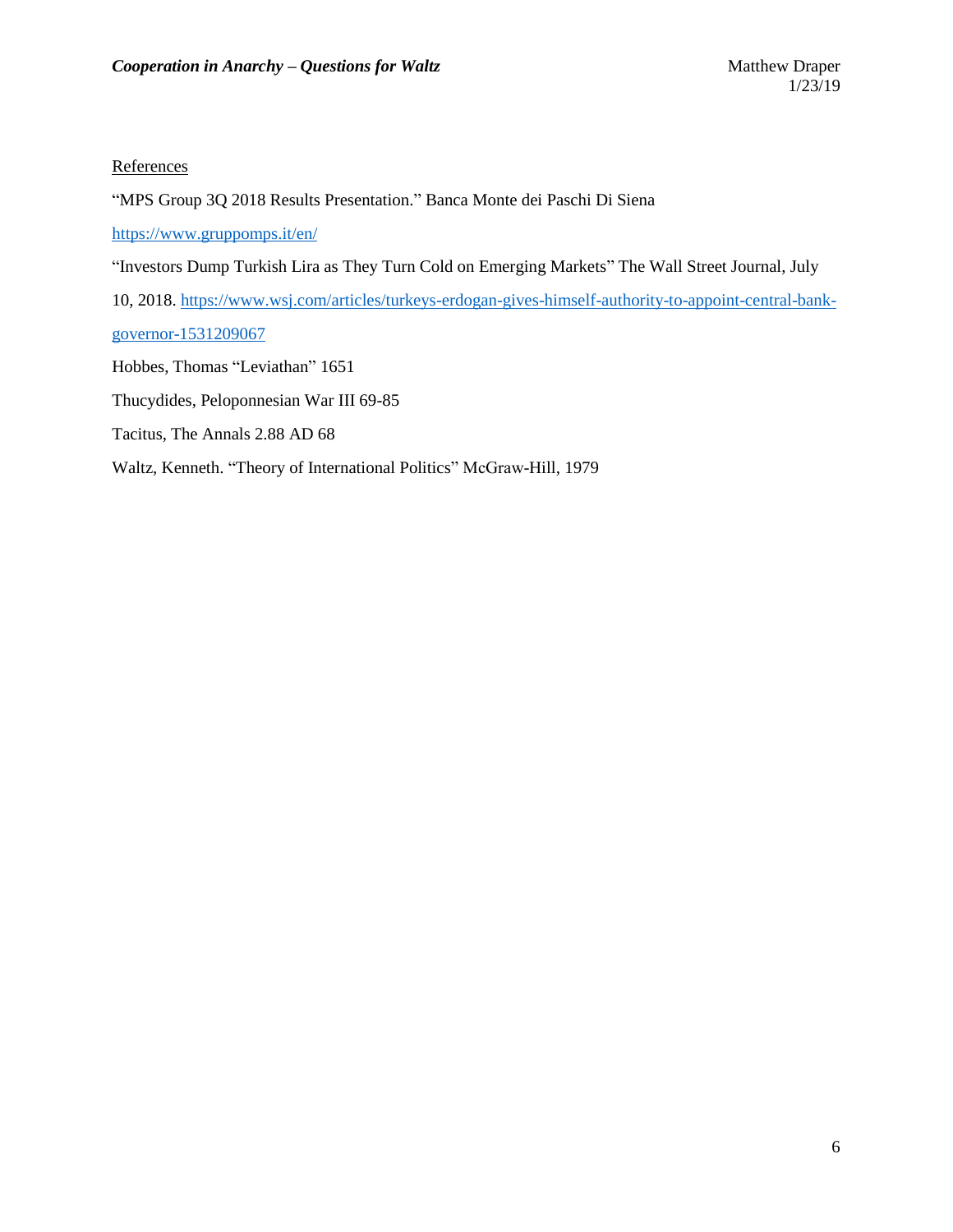References

"MPS Group 3Q 2018 Results Presentation." Banca Monte dei Paschi Di Siena

https://www.gruppomps.it/en/

"Investors Dump Turkish Lira as They Turn Cold on Emerging Markets" The Wall Street Journal, July 10, 2018. https://www.wsj.com/articles/turkeys-erdogan-gives-himself-authority-to-appoint-central-bank-governor-1531209067

Hobbes, Thomas "Leviathan" 1651

Thucydides, Peloponnesian War III 69-85

Tacitus, The Annals 2.88 AD 68

Waltz, Kenneth. "Theory of International Politics" McGraw-Hill, 1979